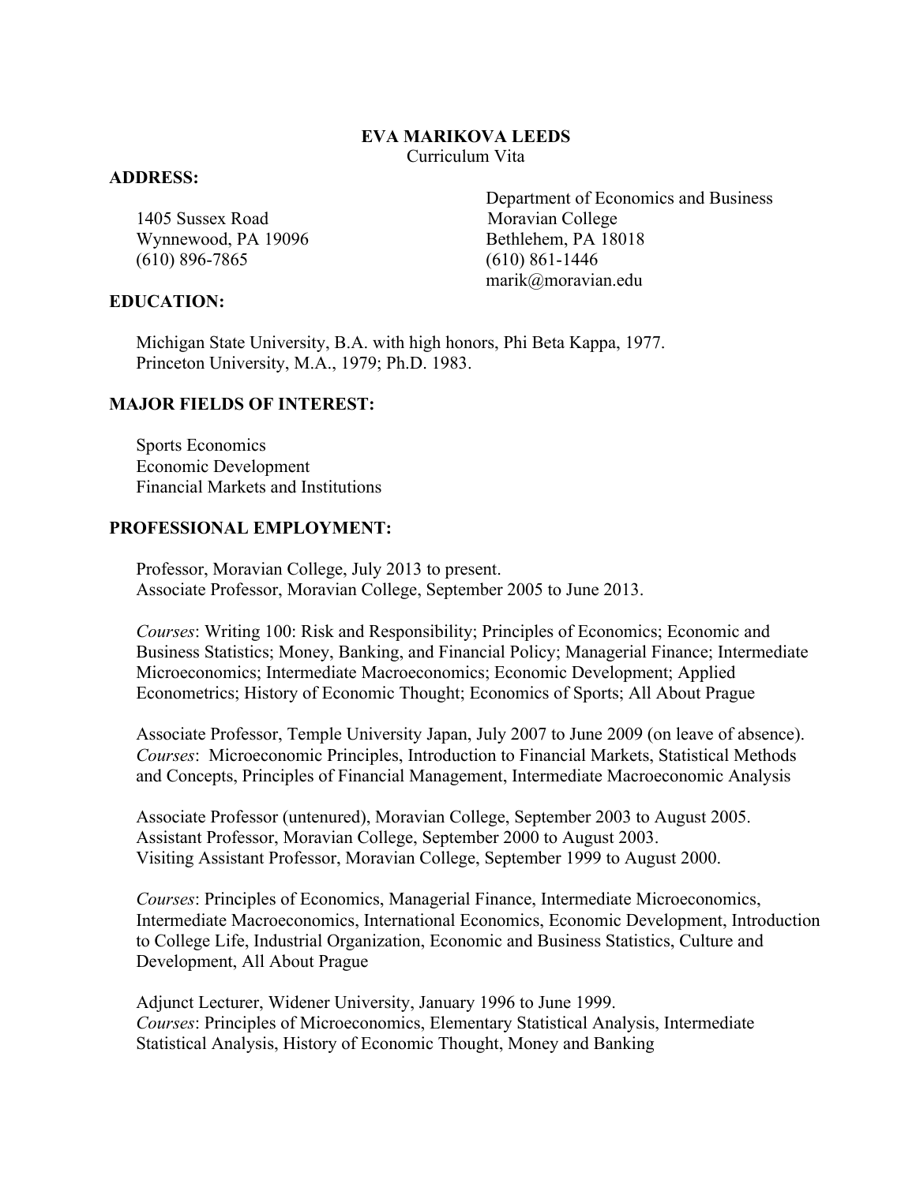# EVA MARIKOVA LEEDS

Curriculum Vita

## ADDRESS:

1405 Sussex Road
Wynnewood, PA 19096
(610) 896-7865

Department of Economics and Business
Moravian College
Bethlehem, PA 18018
(610) 861-1446
marik@moravian.edu

## EDUCATION:

Michigan State University, B.A. with high honors, Phi Beta Kappa, 1977.
Princeton University, M.A., 1979; Ph.D. 1983.

## MAJOR FIELDS OF INTEREST:

Sports Economics
Economic Development
Financial Markets and Institutions

## PROFESSIONAL EMPLOYMENT:

Professor, Moravian College, July 2013 to present.
Associate Professor, Moravian College, September 2005 to June 2013.

*Courses*: Writing 100: Risk and Responsibility; Principles of Economics; Economic and Business Statistics; Money, Banking, and Financial Policy; Managerial Finance; Intermediate Microeconomics; Intermediate Macroeconomics; Economic Development; Applied Econometrics; History of Economic Thought; Economics of Sports; All About Prague

Associate Professor, Temple University Japan, July 2007 to June 2009 (on leave of absence).
*Courses*: Microeconomic Principles, Introduction to Financial Markets, Statistical Methods and Concepts, Principles of Financial Management, Intermediate Macroeconomic Analysis

Associate Professor (untenured), Moravian College, September 2003 to August 2005.
Assistant Professor, Moravian College, September 2000 to August 2003.
Visiting Assistant Professor, Moravian College, September 1999 to August 2000.

*Courses*: Principles of Economics, Managerial Finance, Intermediate Microeconomics, Intermediate Macroeconomics, International Economics, Economic Development, Introduction to College Life, Industrial Organization, Economic and Business Statistics, Culture and Development, All About Prague

Adjunct Lecturer, Widener University, January 1996 to June 1999.
*Courses*: Principles of Microeconomics, Elementary Statistical Analysis, Intermediate Statistical Analysis, History of Economic Thought, Money and Banking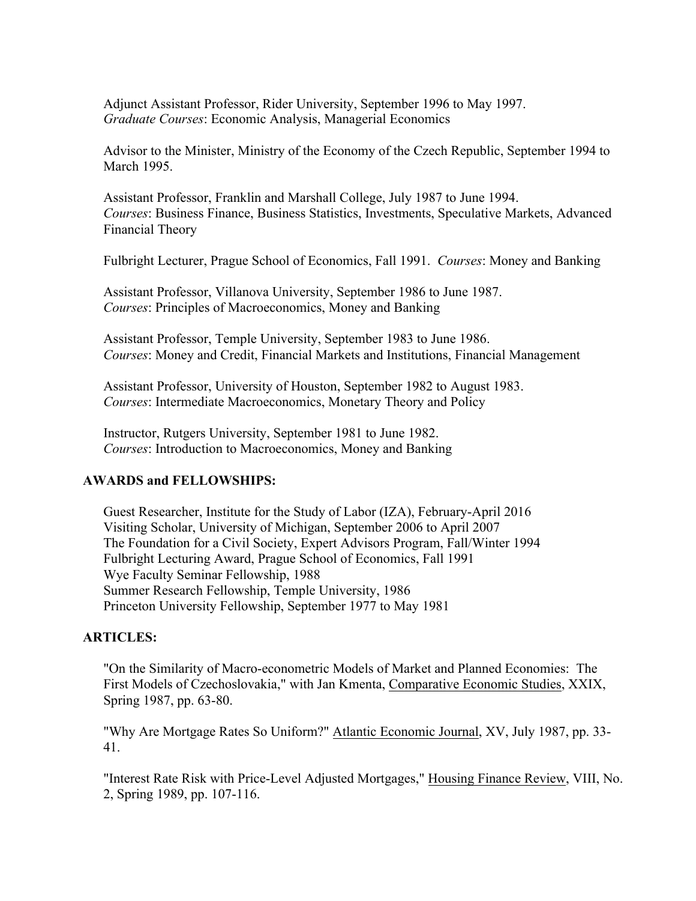Adjunct Assistant Professor, Rider University, September 1996 to May 1997.
*Graduate Courses*: Economic Analysis, Managerial Economics

Advisor to the Minister, Ministry of the Economy of the Czech Republic, September 1994 to March 1995.

Assistant Professor, Franklin and Marshall College, July 1987 to June 1994.
*Courses*: Business Finance, Business Statistics, Investments, Speculative Markets, Advanced Financial Theory

Fulbright Lecturer, Prague School of Economics, Fall 1991. *Courses*: Money and Banking

Assistant Professor, Villanova University, September 1986 to June 1987.
*Courses*: Principles of Macroeconomics, Money and Banking

Assistant Professor, Temple University, September 1983 to June 1986.
*Courses*: Money and Credit, Financial Markets and Institutions, Financial Management

Assistant Professor, University of Houston, September 1982 to August 1983.
*Courses*: Intermediate Macroeconomics, Monetary Theory and Policy

Instructor, Rutgers University, September 1981 to June 1982.
*Courses*: Introduction to Macroeconomics, Money and Banking

## AWARDS and FELLOWSHIPS:

Guest Researcher, Institute for the Study of Labor (IZA), February-April 2016
Visiting Scholar, University of Michigan, September 2006 to April 2007
The Foundation for a Civil Society, Expert Advisors Program, Fall/Winter 1994
Fulbright Lecturing Award, Prague School of Economics, Fall 1991
Wye Faculty Seminar Fellowship, 1988
Summer Research Fellowship, Temple University, 1986
Princeton University Fellowship, September 1977 to May 1981

## ARTICLES:

"On the Similarity of Macro-econometric Models of Market and Planned Economies: The First Models of Czechoslovakia," with Jan Kmenta, Comparative Economic Studies, XXIX, Spring 1987, pp. 63-80.

"Why Are Mortgage Rates So Uniform?" Atlantic Economic Journal, XV, July 1987, pp. 33-41.

"Interest Rate Risk with Price-Level Adjusted Mortgages," Housing Finance Review, VIII, No. 2, Spring 1989, pp. 107-116.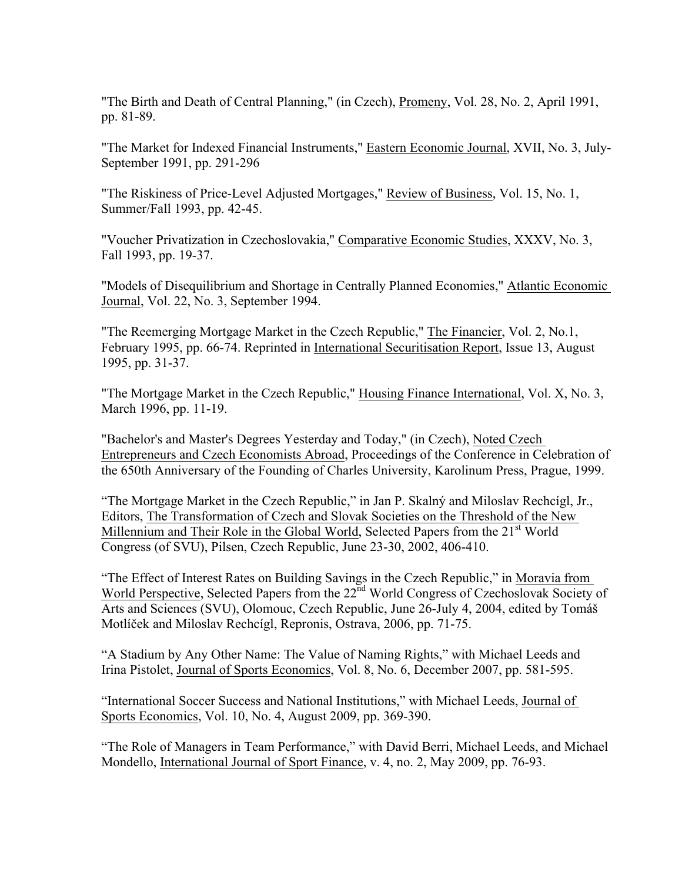"The Birth and Death of Central Planning," (in Czech), Promeny, Vol. 28, No. 2, April 1991, pp. 81-89.

"The Market for Indexed Financial Instruments," Eastern Economic Journal, XVII, No. 3, July-September 1991, pp. 291-296

"The Riskiness of Price-Level Adjusted Mortgages," Review of Business, Vol. 15, No. 1, Summer/Fall 1993, pp. 42-45.

"Voucher Privatization in Czechoslovakia," Comparative Economic Studies, XXXV, No. 3, Fall 1993, pp. 19-37.

"Models of Disequilibrium and Shortage in Centrally Planned Economies," Atlantic Economic Journal, Vol. 22, No. 3, September 1994.

"The Reemerging Mortgage Market in the Czech Republic," The Financier, Vol. 2, No.1, February 1995, pp. 66-74. Reprinted in International Securitisation Report, Issue 13, August 1995, pp. 31-37.

"The Mortgage Market in the Czech Republic," Housing Finance International, Vol. X, No. 3, March 1996, pp. 11-19.

"Bachelor's and Master's Degrees Yesterday and Today," (in Czech), Noted Czech Entrepreneurs and Czech Economists Abroad, Proceedings of the Conference in Celebration of the 650th Anniversary of the Founding of Charles University, Karolinum Press, Prague, 1999.

"The Mortgage Market in the Czech Republic," in Jan P. Skalný and Miloslav Rechcígl, Jr., Editors, The Transformation of Czech and Slovak Societies on the Threshold of the New Millennium and Their Role in the Global World, Selected Papers from the 21st World Congress (of SVU), Pilsen, Czech Republic, June 23-30, 2002, 406-410.

"The Effect of Interest Rates on Building Savings in the Czech Republic," in Moravia from World Perspective, Selected Papers from the 22nd World Congress of Czechoslovak Society of Arts and Sciences (SVU), Olomouc, Czech Republic, June 26-July 4, 2004, edited by Tomáš Motlíček and Miloslav Rechcígl, Repronis, Ostrava, 2006, pp. 71-75.

"A Stadium by Any Other Name: The Value of Naming Rights," with Michael Leeds and Irina Pistolet, Journal of Sports Economics, Vol. 8, No. 6, December 2007, pp. 581-595.

"International Soccer Success and National Institutions," with Michael Leeds, Journal of Sports Economics, Vol. 10, No. 4, August 2009, pp. 369-390.

"The Role of Managers in Team Performance," with David Berri, Michael Leeds, and Michael Mondello, International Journal of Sport Finance, v. 4, no. 2, May 2009, pp. 76-93.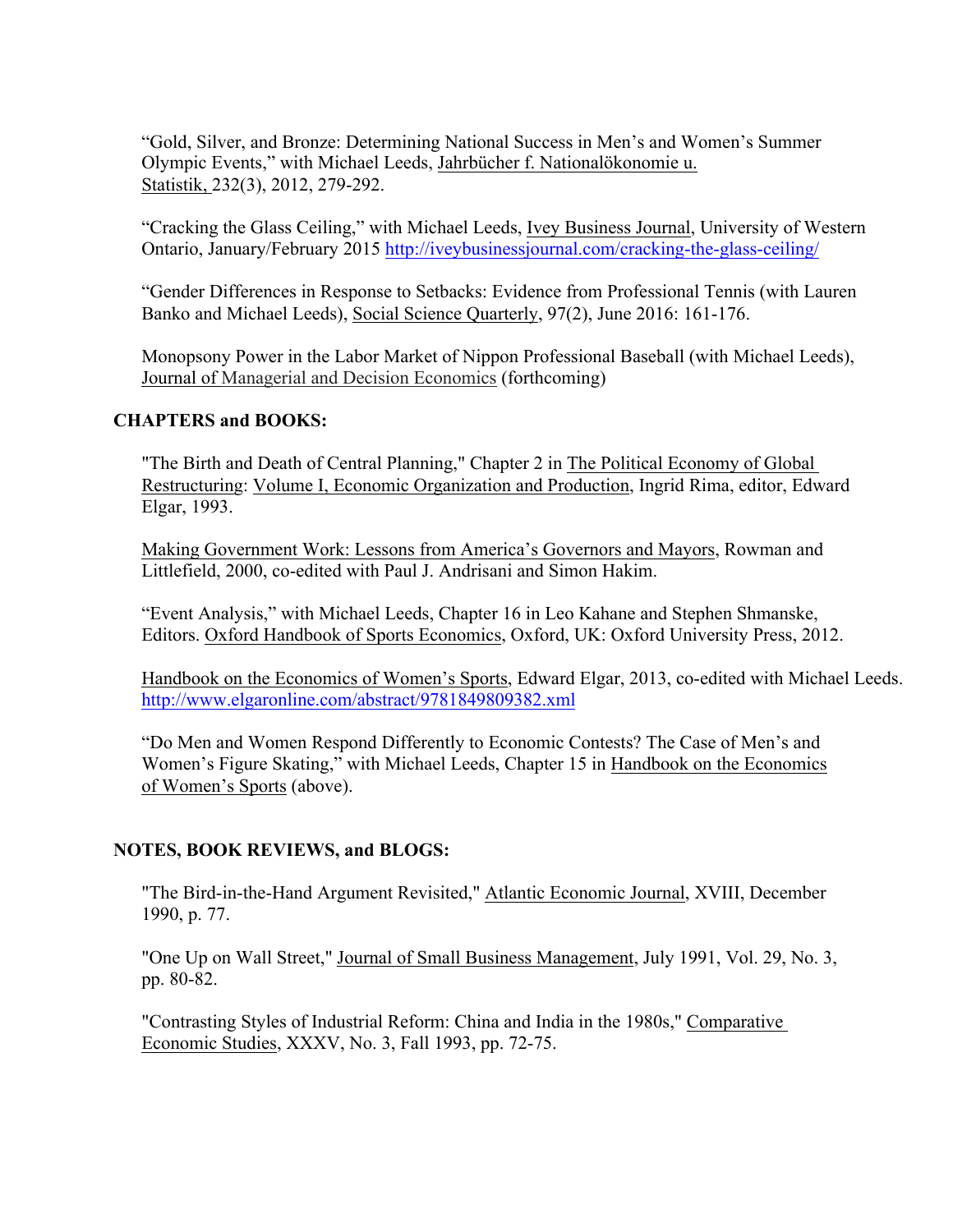"Gold, Silver, and Bronze: Determining National Success in Men's and Women's Summer Olympic Events," with Michael Leeds, Jahrbücher f. Nationalökonomie u. Statistik, 232(3), 2012, 279-292.

"Cracking the Glass Ceiling," with Michael Leeds, Ivey Business Journal, University of Western Ontario, January/February 2015 http://iveybusinessjournal.com/cracking-the-glass-ceiling/

"Gender Differences in Response to Setbacks: Evidence from Professional Tennis (with Lauren Banko and Michael Leeds), Social Science Quarterly, 97(2), June 2016: 161-176.

Monopsony Power in the Labor Market of Nippon Professional Baseball (with Michael Leeds), Journal of Managerial and Decision Economics (forthcoming)

## CHAPTERS and BOOKS:

"The Birth and Death of Central Planning," Chapter 2 in The Political Economy of Global Restructuring: Volume I, Economic Organization and Production, Ingrid Rima, editor, Edward Elgar, 1993.

Making Government Work: Lessons from America's Governors and Mayors, Rowman and Littlefield, 2000, co-edited with Paul J. Andrisani and Simon Hakim.

"Event Analysis," with Michael Leeds, Chapter 16 in Leo Kahane and Stephen Shmanske, Editors. Oxford Handbook of Sports Economics, Oxford, UK: Oxford University Press, 2012.

Handbook on the Economics of Women's Sports, Edward Elgar, 2013, co-edited with Michael Leeds. http://www.elgaronline.com/abstract/9781849809382.xml

"Do Men and Women Respond Differently to Economic Contests? The Case of Men's and Women's Figure Skating," with Michael Leeds, Chapter 15 in Handbook on the Economics of Women's Sports (above).

## NOTES, BOOK REVIEWS, and BLOGS:

"The Bird-in-the-Hand Argument Revisited," Atlantic Economic Journal, XVIII, December 1990, p. 77.

"One Up on Wall Street," Journal of Small Business Management, July 1991, Vol. 29, No. 3, pp. 80-82.

"Contrasting Styles of Industrial Reform: China and India in the 1980s," Comparative Economic Studies, XXXV, No. 3, Fall 1993, pp. 72-75.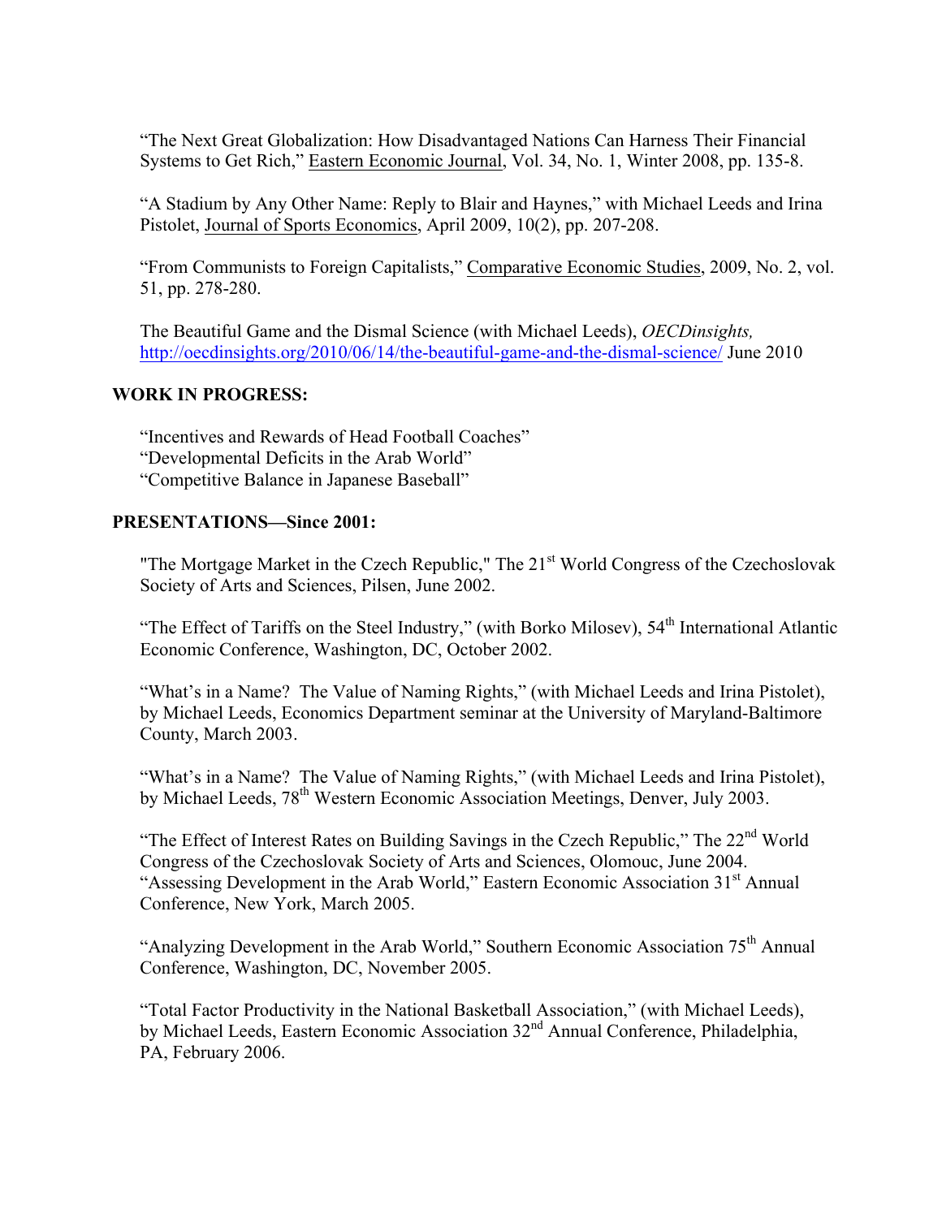"The Next Great Globalization: How Disadvantaged Nations Can Harness Their Financial Systems to Get Rich," Eastern Economic Journal, Vol. 34, No. 1, Winter 2008, pp. 135-8.

"A Stadium by Any Other Name: Reply to Blair and Haynes," with Michael Leeds and Irina Pistolet, Journal of Sports Economics, April 2009, 10(2), pp. 207-208.

"From Communists to Foreign Capitalists," Comparative Economic Studies, 2009, No. 2, vol. 51, pp. 278-280.

The Beautiful Game and the Dismal Science (with Michael Leeds), *OECDinsights,* http://oecdinsights.org/2010/06/14/the-beautiful-game-and-the-dismal-science/ June 2010

## WORK IN PROGRESS:

"Incentives and Rewards of Head Football Coaches"
"Developmental Deficits in the Arab World"
"Competitive Balance in Japanese Baseball"

## PRESENTATIONS—Since 2001:

"The Mortgage Market in the Czech Republic," The 21st World Congress of the Czechoslovak Society of Arts and Sciences, Pilsen, June 2002.

"The Effect of Tariffs on the Steel Industry," (with Borko Milosev), 54th International Atlantic Economic Conference, Washington, DC, October 2002.

"What's in a Name? The Value of Naming Rights," (with Michael Leeds and Irina Pistolet), by Michael Leeds, Economics Department seminar at the University of Maryland-Baltimore County, March 2003.

"What's in a Name? The Value of Naming Rights," (with Michael Leeds and Irina Pistolet), by Michael Leeds, 78th Western Economic Association Meetings, Denver, July 2003.

"The Effect of Interest Rates on Building Savings in the Czech Republic," The 22nd World Congress of the Czechoslovak Society of Arts and Sciences, Olomouc, June 2004.
"Assessing Development in the Arab World," Eastern Economic Association 31st Annual Conference, New York, March 2005.

"Analyzing Development in the Arab World," Southern Economic Association 75th Annual Conference, Washington, DC, November 2005.

"Total Factor Productivity in the National Basketball Association," (with Michael Leeds), by Michael Leeds, Eastern Economic Association 32nd Annual Conference, Philadelphia, PA, February 2006.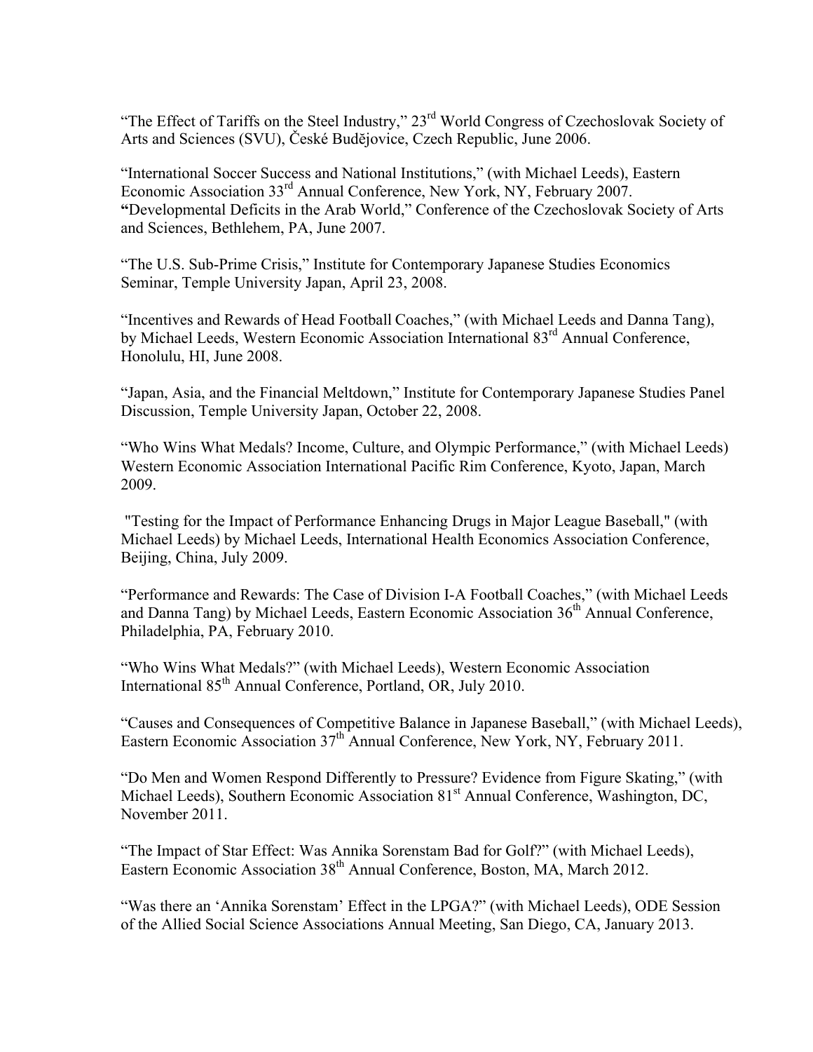“The Effect of Tariffs on the Steel Industry,” 23rd World Congress of Czechoslovak Society of Arts and Sciences (SVU), České Budějovice, Czech Republic, June 2006.

“International Soccer Success and National Institutions,” (with Michael Leeds), Eastern Economic Association 33rd Annual Conference, New York, NY, February 2007.
**“**Developmental Deficits in the Arab World,” Conference of the Czechoslovak Society of Arts and Sciences, Bethlehem, PA, June 2007.

“The U.S. Sub-Prime Crisis,” Institute for Contemporary Japanese Studies Economics Seminar, Temple University Japan, April 23, 2008.

“Incentives and Rewards of Head Football Coaches,” (with Michael Leeds and Danna Tang), by Michael Leeds, Western Economic Association International 83rd Annual Conference, Honolulu, HI, June 2008.

“Japan, Asia, and the Financial Meltdown,” Institute for Contemporary Japanese Studies Panel Discussion, Temple University Japan, October 22, 2008.

“Who Wins What Medals? Income, Culture, and Olympic Performance,” (with Michael Leeds) Western Economic Association International Pacific Rim Conference, Kyoto, Japan, March 2009.

"Testing for the Impact of Performance Enhancing Drugs in Major League Baseball," (with Michael Leeds) by Michael Leeds, International Health Economics Association Conference, Beijing, China, July 2009.

“Performance and Rewards: The Case of Division I-A Football Coaches,” (with Michael Leeds and Danna Tang) by Michael Leeds, Eastern Economic Association 36th Annual Conference, Philadelphia, PA, February 2010.

“Who Wins What Medals?” (with Michael Leeds), Western Economic Association International 85th Annual Conference, Portland, OR, July 2010.

“Causes and Consequences of Competitive Balance in Japanese Baseball,” (with Michael Leeds), Eastern Economic Association 37th Annual Conference, New York, NY, February 2011.

“Do Men and Women Respond Differently to Pressure? Evidence from Figure Skating,” (with Michael Leeds), Southern Economic Association 81st Annual Conference, Washington, DC, November 2011.

“The Impact of Star Effect: Was Annika Sorenstam Bad for Golf?” (with Michael Leeds), Eastern Economic Association 38th Annual Conference, Boston, MA, March 2012.

“Was there an ‘Annika Sorenstam’ Effect in the LPGA?” (with Michael Leeds), ODE Session of the Allied Social Science Associations Annual Meeting, San Diego, CA, January 2013.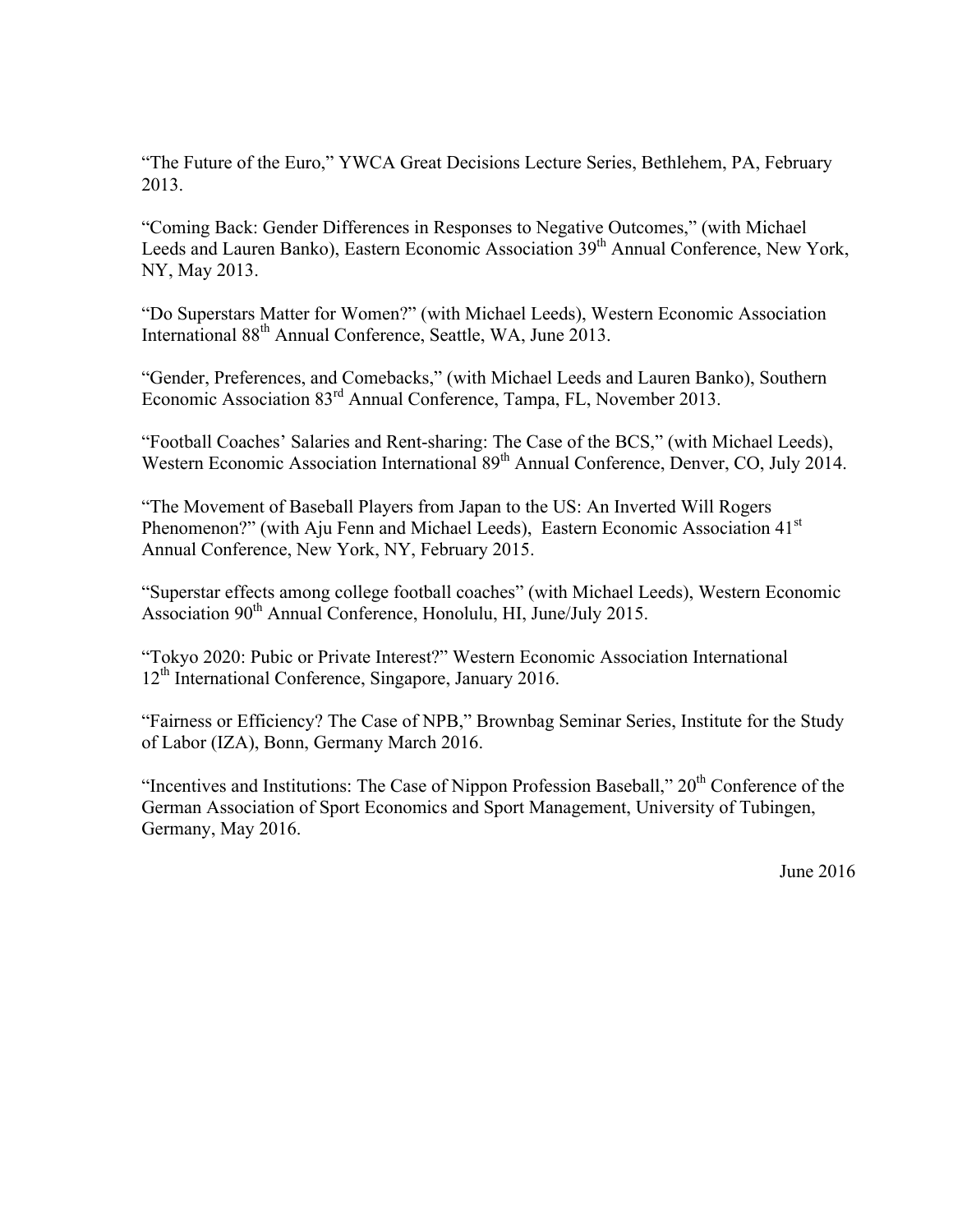"The Future of the Euro," YWCA Great Decisions Lecture Series, Bethlehem, PA, February 2013.

"Coming Back: Gender Differences in Responses to Negative Outcomes," (with Michael Leeds and Lauren Banko), Eastern Economic Association 39th Annual Conference, New York, NY, May 2013.

"Do Superstars Matter for Women?" (with Michael Leeds), Western Economic Association International 88th Annual Conference, Seattle, WA, June 2013.

"Gender, Preferences, and Comebacks," (with Michael Leeds and Lauren Banko), Southern Economic Association 83rd Annual Conference, Tampa, FL, November 2013.

"Football Coaches' Salaries and Rent-sharing: The Case of the BCS," (with Michael Leeds), Western Economic Association International 89th Annual Conference, Denver, CO, July 2014.

"The Movement of Baseball Players from Japan to the US: An Inverted Will Rogers Phenomenon?" (with Aju Fenn and Michael Leeds), Eastern Economic Association 41st Annual Conference, New York, NY, February 2015.

"Superstar effects among college football coaches" (with Michael Leeds), Western Economic Association 90th Annual Conference, Honolulu, HI, June/July 2015.

"Tokyo 2020: Pubic or Private Interest?" Western Economic Association International 12th International Conference, Singapore, January 2016.

"Fairness or Efficiency? The Case of NPB," Brownbag Seminar Series, Institute for the Study of Labor (IZA), Bonn, Germany March 2016.

"Incentives and Institutions: The Case of Nippon Profession Baseball," 20th Conference of the German Association of Sport Economics and Sport Management, University of Tubingen, Germany, May 2016.

June 2016